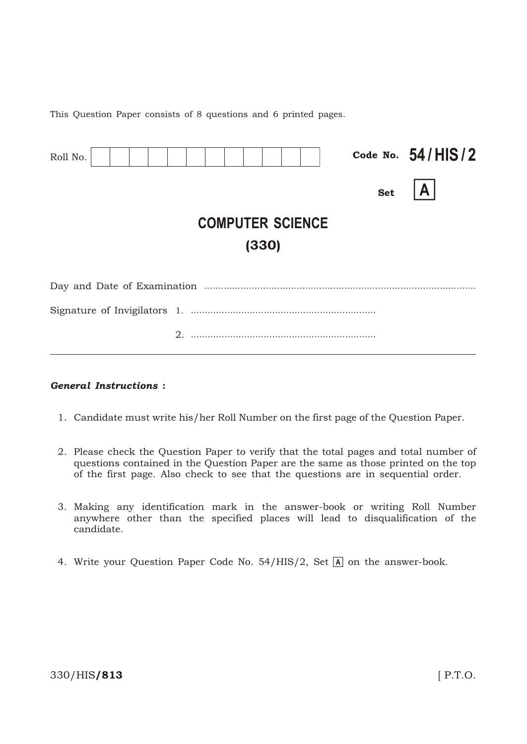This Question Paper consists of 8 questions and 6 printed pages.

Roll No. | | | | | | | | | | | | |

**Code No. 54 / HIS / 2**

**Set A**

# COMPUTER SCIENCE

# (330)

Day and Date of Examination ..................................................................................................

Signature of Invigilators 1. ..................................................................

2. ..................................................................

---

***General Instructions* :**

1. Candidate must write his/her Roll Number on the first page of the Question Paper.
2. Please check the Question Paper to verify that the total pages and total number of questions contained in the Question Paper are the same as those printed on the top of the first page. Also check to see that the questions are in sequential order.
3. Making any identification mark in the answer-book or writing Roll Number anywhere other than the specified places will lead to disqualification of the candidate.
4. Write your Question Paper Code No. 54/HIS/2, Set A on the answer-book.

330/HIS**/813** [ P.T.O.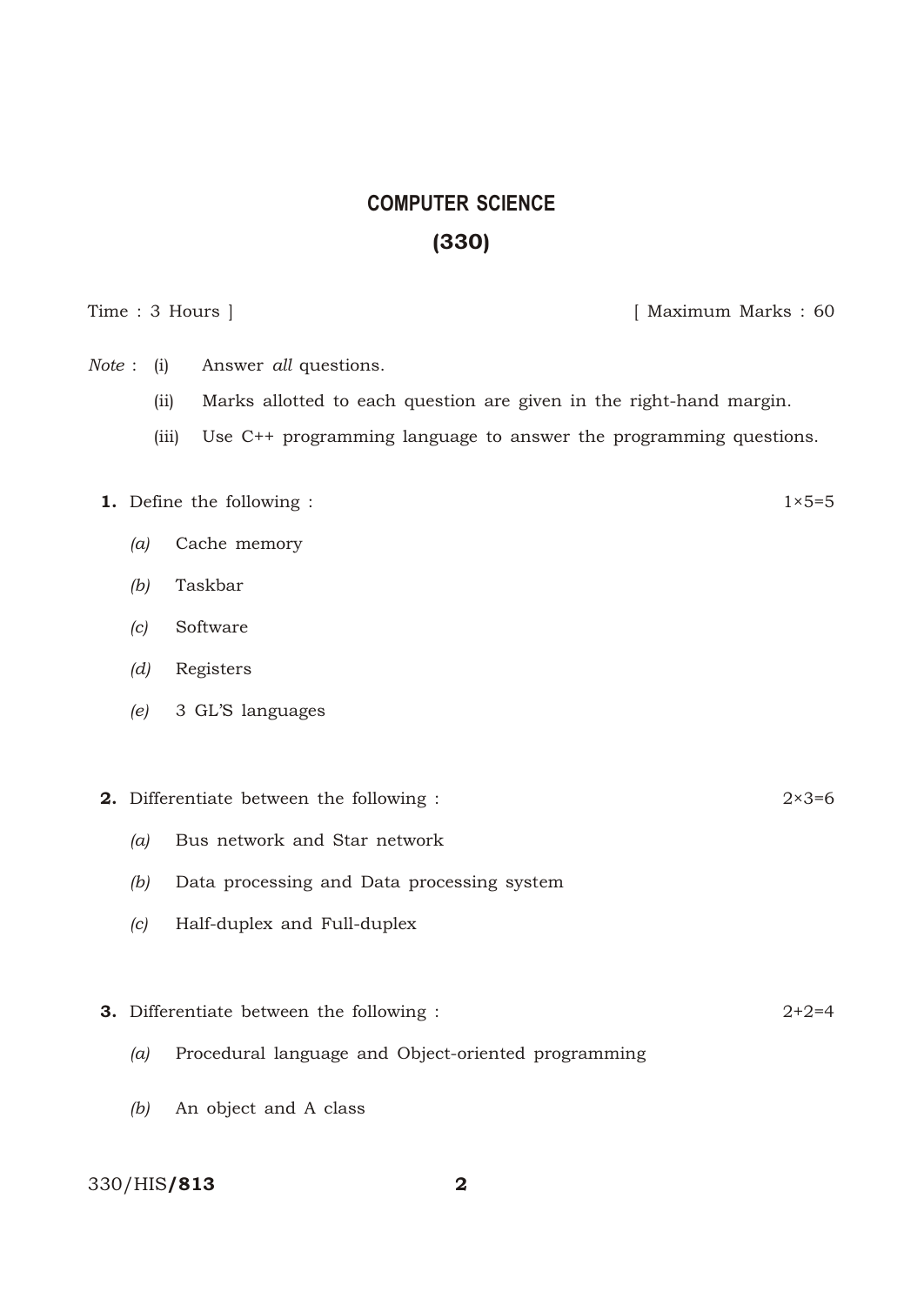# COMPUTER SCIENCE

## (330)

Time : 3 Hours ] [ Maximum Marks : 60

*Note* : (i) Answer *all* questions.

(ii) Marks allotted to each question are given in the right-hand margin.

(iii) Use C++ programming language to answer the programming questions.

**1.** Define the following : 1×5=5

*(a)* Cache memory

*(b)* Taskbar

*(c)* Software

*(d)* Registers

*(e)* 3 GL'S languages

**2.** Differentiate between the following : 2×3=6

*(a)* Bus network and Star network

*(b)* Data processing and Data processing system

*(c)* Half-duplex and Full-duplex

**3.** Differentiate between the following : 2+2=4

*(a)* Procedural language and Object-oriented programming

*(b)* An object and A class

330/HIS/**813**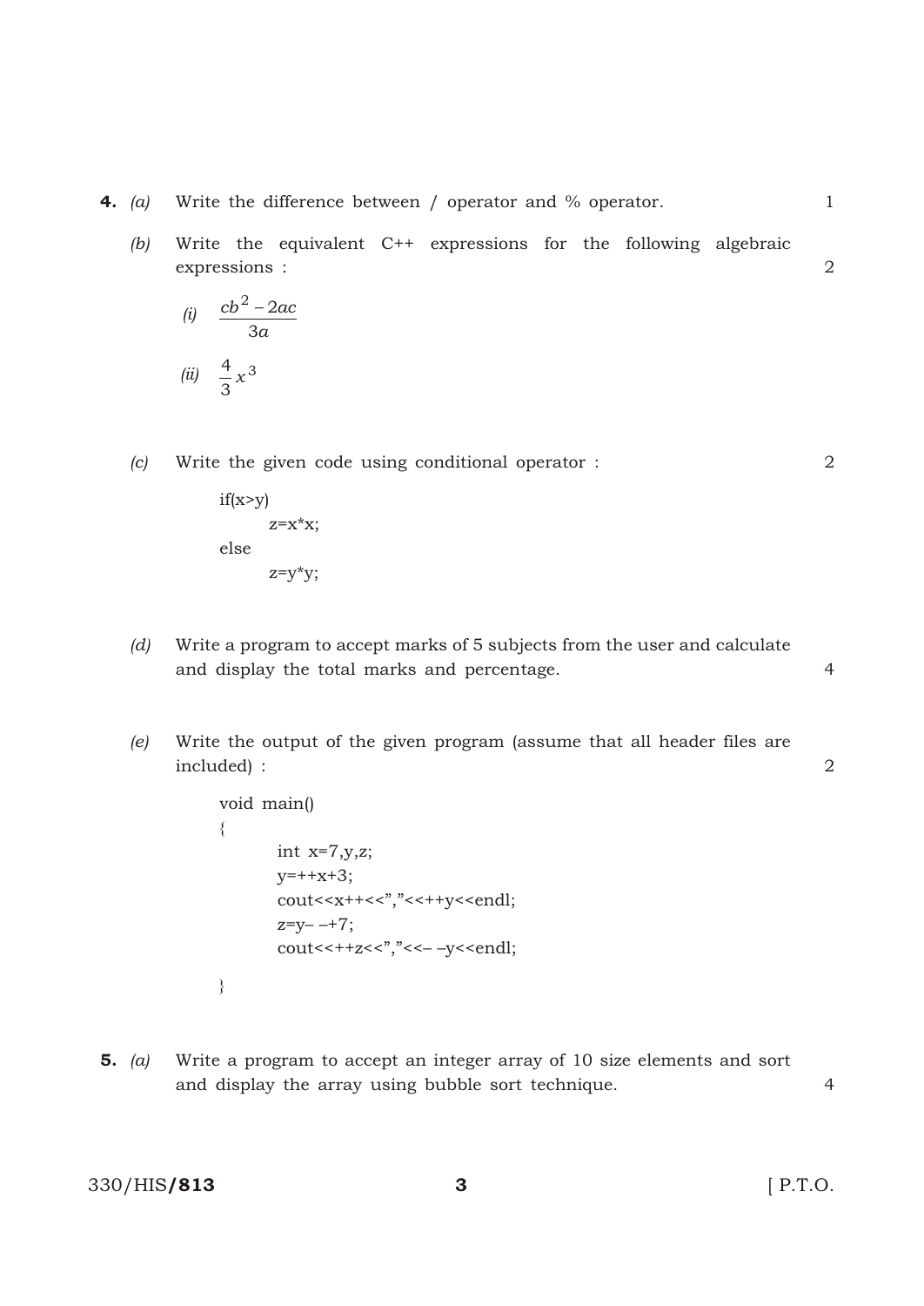**4.** *(a)* Write the difference between / operator and % operator. 1

*(b)* Write the equivalent C++ expressions for the following algebraic expressions : 2

*(i)* $\frac{cb^2 - 2ac}{3a}$

*(ii)* $\frac{4}{3}x^3$

*(c)* Write the given code using conditional operator : 2

```
if(x>y)
    z=x*x;
else
    z=y*y;
```

*(d)* Write a program to accept marks of 5 subjects from the user and calculate and display the total marks and percentage. 4

*(e)* Write the output of the given program (assume that all header files are included) : 2

```
void main()
{
    int x=7,y,z;
    y=++x+3;
    cout<<x++<<","<<++y<<endl;
    z=y– –+7;
    cout<<++z<<","<<– –y<<endl;
}
```

**5.** *(a)* Write a program to accept an integer array of 10 size elements and sort and display the array using bubble sort technique. 4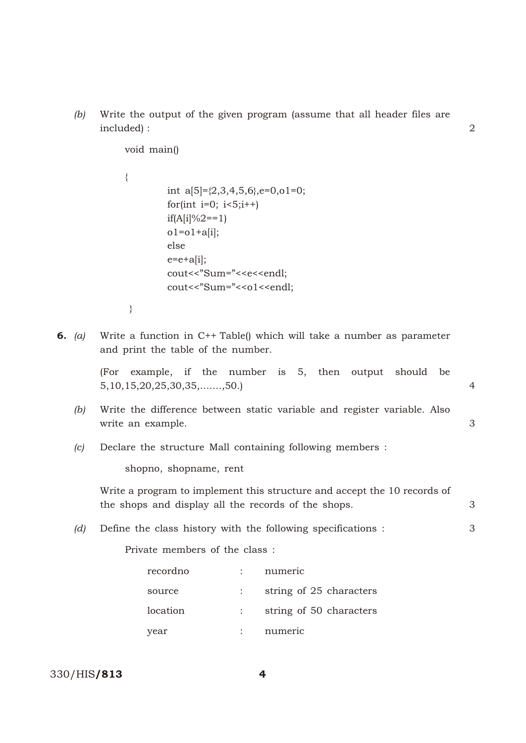*(b)* Write the output of the given program (assume that all header files are included) : 2

```
void main()

{
        int a[5]={2,3,4,5,6},e=0,o1=0;
        for(int i=0; i<5;i++)
        if(A[i]%2==1)
        o1=o1+a[i];
        else
        e=e+a[i];
        cout<<"Sum="<<e<<endl;
        cout<<"Sum="<<o1<<endl;

}
```

**6.** *(a)* Write a function in C++ Table() which will take a number as parameter and print the table of the number.

(For example, if the number is 5, then output should be 5,10,15,20,25,30,35,.......,50.) 4

*(b)* Write the difference between static variable and register variable. Also write an example. 3

*(c)* Declare the structure Mall containing following members :

shopno, shopname, rent

Write a program to implement this structure and accept the 10 records of the shops and display all the records of the shops. 3

*(d)* Define the class history with the following specifications : 3

Private members of the class :

| | | |
|---|---|---|
| recordno | : | numeric |
| source | : | string of 25 characters |
| location | : | string of 50 characters |
| year | : | numeric |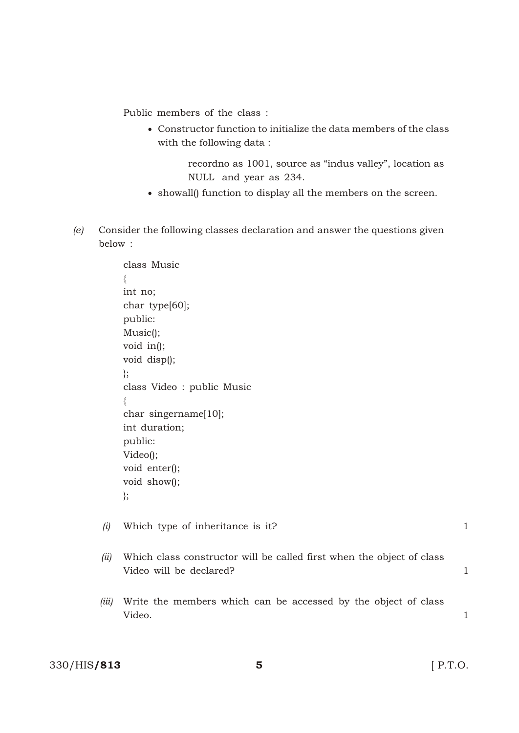Public members of the class :

- Constructor function to initialize the data members of the class with the following data :

  recordno as 1001, source as "indus valley", location as NULL and year as 234.

- showall() function to display all the members on the screen.

*(e)* Consider the following classes declaration and answer the questions given below :

```
class Music
{
int no;
char type[60];
public:
Music();
void in();
void disp();
};
class Video : public Music
{
char singername[10];
int duration;
public:
Video();
void enter();
void show();
};
```

*(i)* Which type of inheritance is it? 1

*(ii)* Which class constructor will be called first when the object of class Video will be declared? 1

*(iii)* Write the members which can be accessed by the object of class Video. 1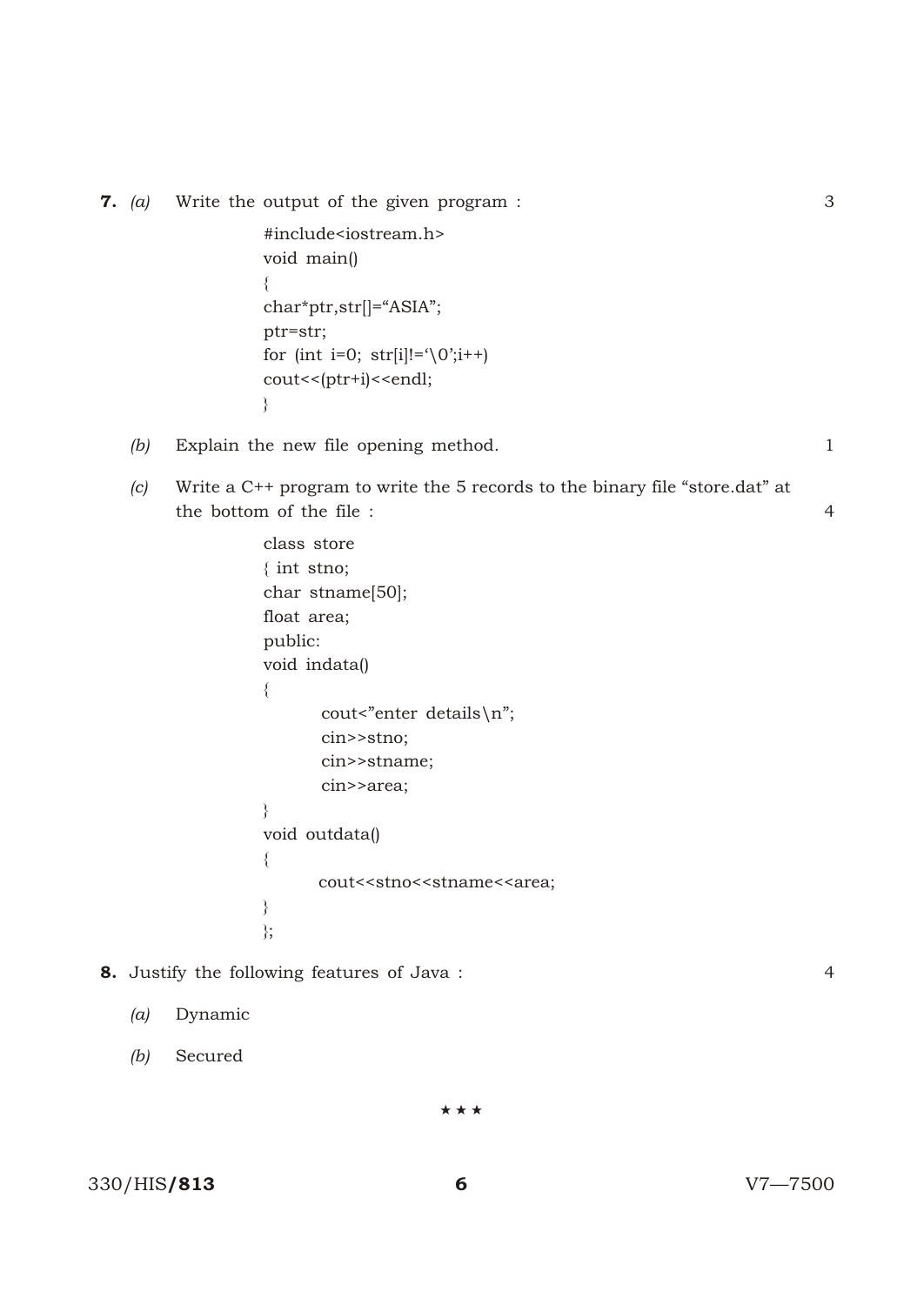**7.** *(a)* Write the output of the given program : 3

```
#include<iostream.h>
void main()
{
char*ptr,str[]="ASIA";
ptr=str;
for (int i=0; str[i]!='\0';i++)
cout<<(ptr+i)<<endl;
}
```

*(b)* Explain the new file opening method. 1

*(c)* Write a C++ program to write the 5 records to the binary file "store.dat" at the bottom of the file : 4

```
class store
{ int stno;
char stname[50];
float area;
public:
void indata()
{
        cout<"enter details\n";
        cin>>stno;
        cin>>stname;
        cin>>area;
}
void outdata()
{
        cout<<stno<<stname<<area;
}
};
```

**8.** Justify the following features of Java : 4

*(a)* Dynamic

*(b)* Secured

★ ★ ★